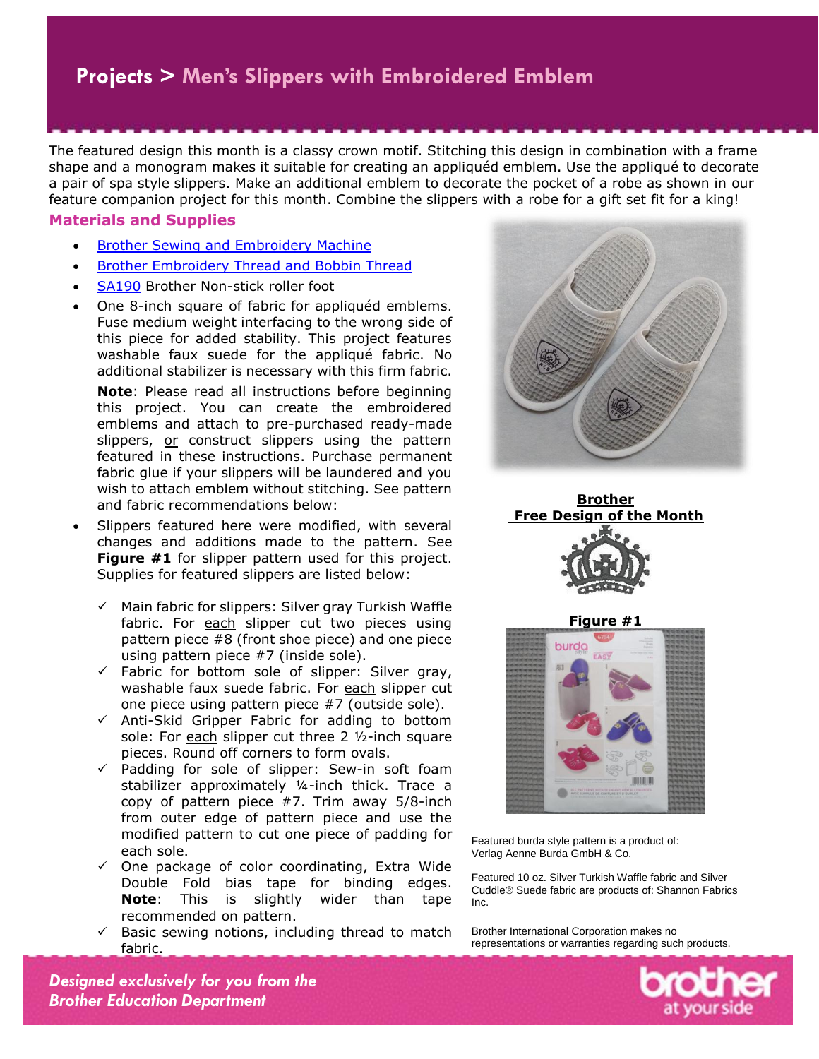# Projects > Men's Slippers with Embroidered Emblem

The featured design this month is a classy crown motif. Stitching this design in combination with a frame shape and a monogram makes it suitable for creating an appliquéd emblem. Use the appliqué to decorate a pair of spa style slippers. Make an additional emblem to decorate the pocket of a robe as shown in our feature companion project for this month. Combine the slippers with a robe for a gift set fit for a king!

## Materials and Supplies

- Brother Sewing and Embroidery Machine
- Brother Embroidery Thread and Bobbin Thread
- SA190 Brother Non-stick roller foot
- One 8-inch square of fabric for appliquéd emblems. Fuse medium weight interfacing to the wrong side of this piece for added stability. This project features washable faux suede for the appliqué fabric. No additional stabilizer is necessary with this firm fabric.

  **Note**: Please read all instructions before beginning this project. You can create the embroidered emblems and attach to pre-purchased ready-made slippers, or construct slippers using the pattern featured in these instructions. Purchase permanent fabric glue if your slippers will be laundered and you wish to attach emblem without stitching. See pattern and fabric recommendations below:
- Slippers featured here were modified, with several changes and additions made to the pattern. See **Figure #1** for slipper pattern used for this project. Supplies for featured slippers are listed below:
  - ✓ Main fabric for slippers: Silver gray Turkish Waffle fabric. For each slipper cut two pieces using pattern piece #8 (front shoe piece) and one piece using pattern piece #7 (inside sole).
  - ✓ Fabric for bottom sole of slipper: Silver gray, washable faux suede fabric. For each slipper cut one piece using pattern piece #7 (outside sole).
  - ✓ Anti-Skid Gripper Fabric for adding to bottom sole: For each slipper cut three 2 ½-inch square pieces. Round off corners to form ovals.
  - ✓ Padding for sole of slipper: Sew-in soft foam stabilizer approximately ¼-inch thick. Trace a copy of pattern piece #7. Trim away 5/8-inch from outer edge of pattern piece and use the modified pattern to cut one piece of padding for each sole.
  - ✓ One package of color coordinating, Extra Wide Double Fold bias tape for binding edges. **Note**: This is slightly wider than tape recommended on pattern.
  - ✓ Basic sewing notions, including thread to match fabric.

**Brother Free Design of the Month**

**Figure #1**

Featured burda style pattern is a product of: Verlag Aenne Burda GmbH & Co.

Featured 10 oz. Silver Turkish Waffle fabric and Silver Cuddle® Suede fabric are products of: Shannon Fabrics Inc.

Brother International Corporation makes no representations or warranties regarding such products.

*Designed exclusively for you from the Brother Education Department*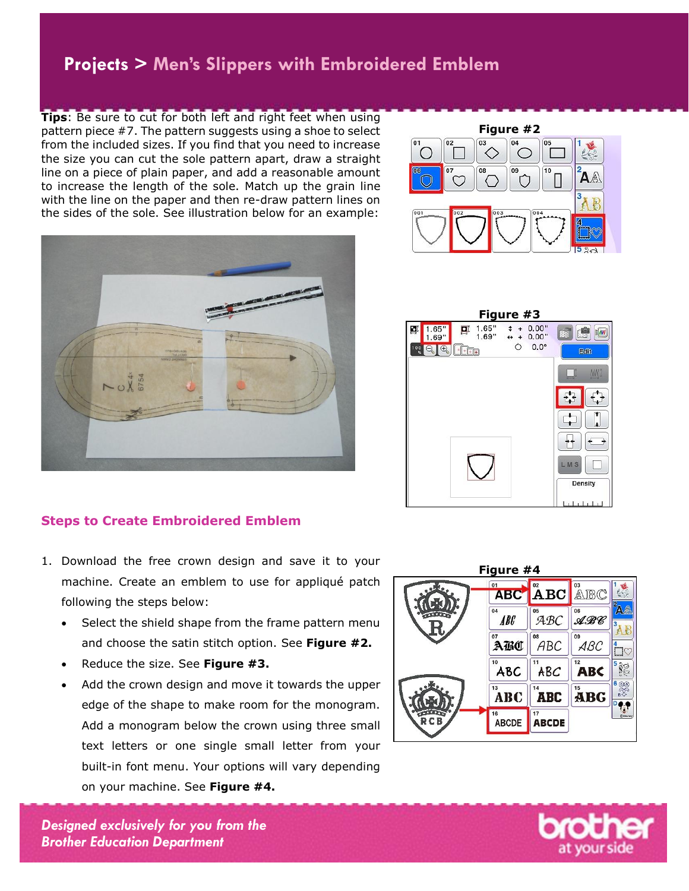## Projects > Men's Slippers with Embroidered Emblem

**Tips**: Be sure to cut for both left and right feet when using pattern piece #7. The pattern suggests using a shoe to select from the included sizes. If you find that you need to increase the size you can cut the sole pattern apart, draw a straight line on a piece of plain paper, and add a reasonable amount to increase the length of the sole. Match up the grain line with the line on the paper and then re-draw pattern lines on the sides of the sole. See illustration below for an example:

**Figure #2**

**Figure #3**

### Steps to Create Embroidered Emblem

1. Download the free crown design and save it to your machine. Create an emblem to use for appliqué patch following the steps below:
   - Select the shield shape from the frame pattern menu and choose the satin stitch option. See **Figure #2.**
   - Reduce the size. See **Figure #3.**
   - Add the crown design and move it towards the upper edge of the shape to make room for the monogram. Add a monogram below the crown using three small text letters or one single small letter from your built-in font menu. Your options will vary depending on your machine. See **Figure #4.**

**Figure #4**

*Designed exclusively for you from the Brother Education Department*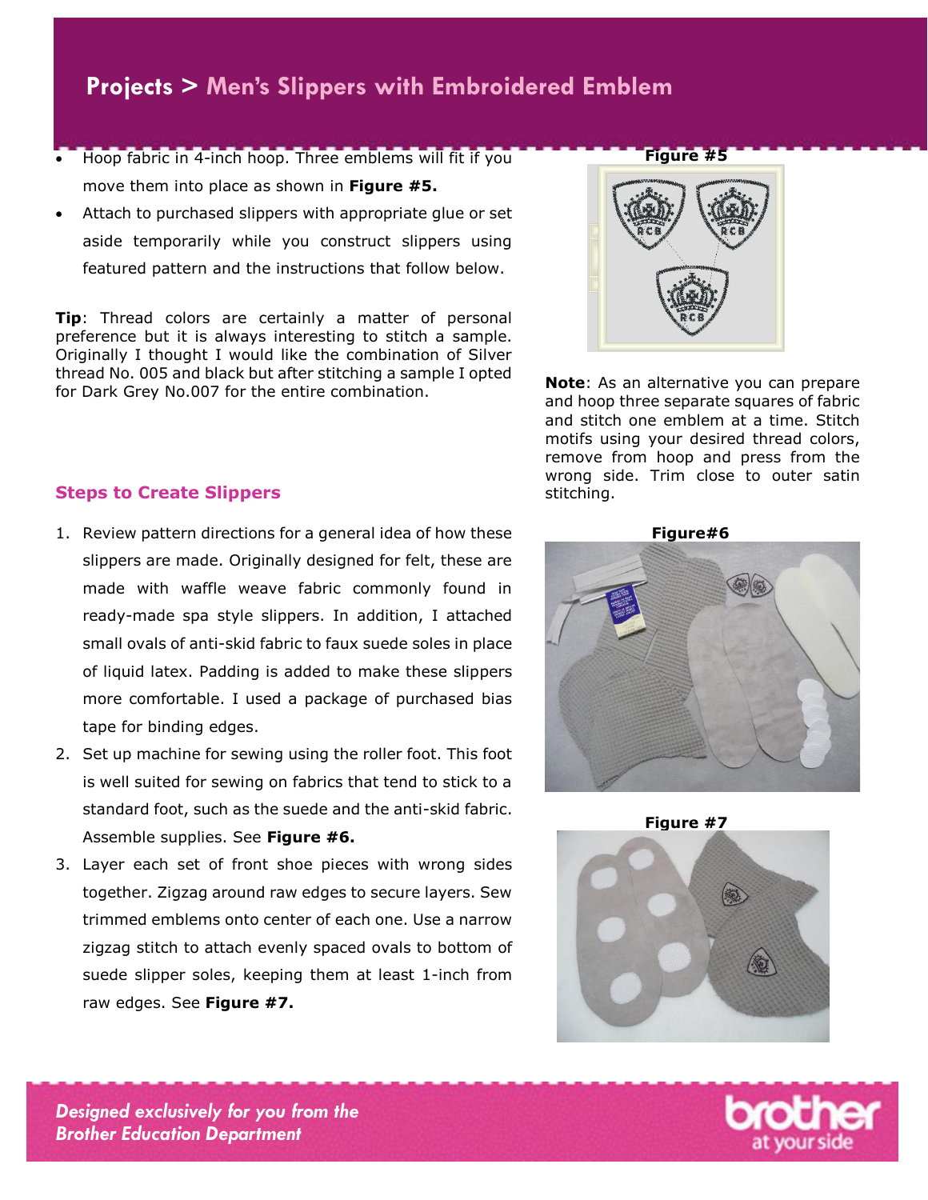# Projects > Men's Slippers with Embroidered Emblem

- Hoop fabric in 4-inch hoop. Three emblems will fit if you move them into place as shown in **Figure #5.**
- Attach to purchased slippers with appropriate glue or set aside temporarily while you construct slippers using featured pattern and the instructions that follow below.

**Tip**: Thread colors are certainly a matter of personal preference but it is always interesting to stitch a sample. Originally I thought I would like the combination of Silver thread No. 005 and black but after stitching a sample I opted for Dark Grey No.007 for the entire combination.

**Figure #5**

**Note**: As an alternative you can prepare and hoop three separate squares of fabric and stitch one emblem at a time. Stitch motifs using your desired thread colors, remove from hoop and press from the wrong side. Trim close to outer satin stitching.

## Steps to Create Slippers

1. Review pattern directions for a general idea of how these slippers are made. Originally designed for felt, these are made with waffle weave fabric commonly found in ready-made spa style slippers. In addition, I attached small ovals of anti-skid fabric to faux suede soles in place of liquid latex. Padding is added to make these slippers more comfortable. I used a package of purchased bias tape for binding edges.
2. Set up machine for sewing using the roller foot. This foot is well suited for sewing on fabrics that tend to stick to a standard foot, such as the suede and the anti-skid fabric. Assemble supplies. See **Figure #6.**
3. Layer each set of front shoe pieces with wrong sides together. Zigzag around raw edges to secure layers. Sew trimmed emblems onto center of each one. Use a narrow zigzag stitch to attach evenly spaced ovals to bottom of suede slipper soles, keeping them at least 1-inch from raw edges. See **Figure #7.**

**Figure#6**

**Figure #7**

*Designed exclusively for you from the Brother Education Department*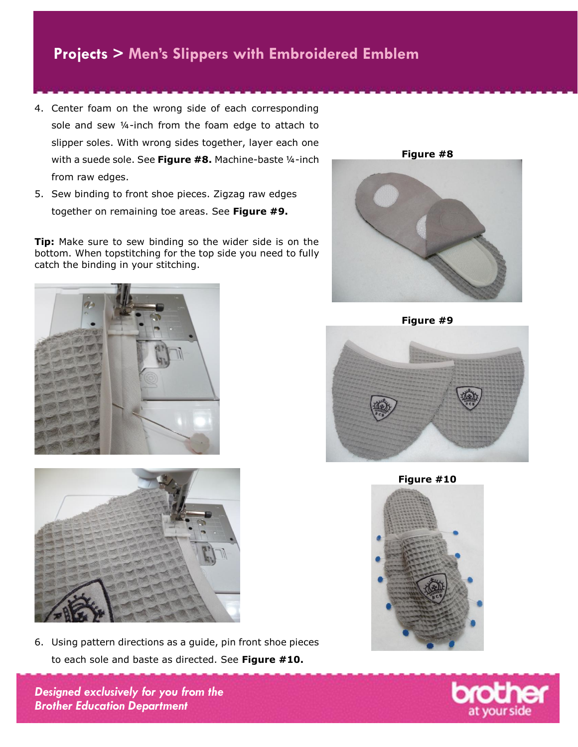4. Center foam on the wrong side of each corresponding sole and sew ¼-inch from the foam edge to attach to slipper soles. With wrong sides together, layer each one with a suede sole. See **Figure #8.** Machine-baste ¼-inch from raw edges.
5. Sew binding to front shoe pieces. Zigzag raw edges together on remaining toe areas. See **Figure #9.**

**Tip:** Make sure to sew binding so the wider side is on the bottom. When topstitching for the top side you need to fully catch the binding in your stitching.

**Figure #8**

**Figure #9**

**Figure #10**

6. Using pattern directions as a guide, pin front shoe pieces to each sole and baste as directed. See **Figure #10.**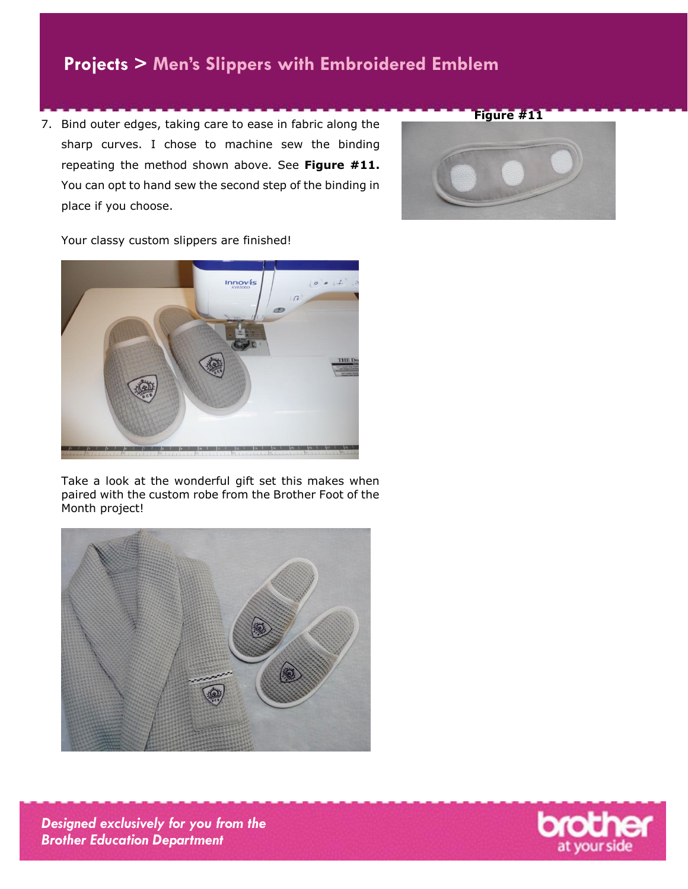7. Bind outer edges, taking care to ease in fabric along the sharp curves. I chose to machine sew the binding repeating the method shown above. See **Figure #11.** You can opt to hand sew the second step of the binding in place if you choose.

**Figure #11**

Your classy custom slippers are finished!

Take a look at the wonderful gift set this makes when paired with the custom robe from the Brother Foot of the Month project!

***Designed exclusively for you from the Brother Education Department***